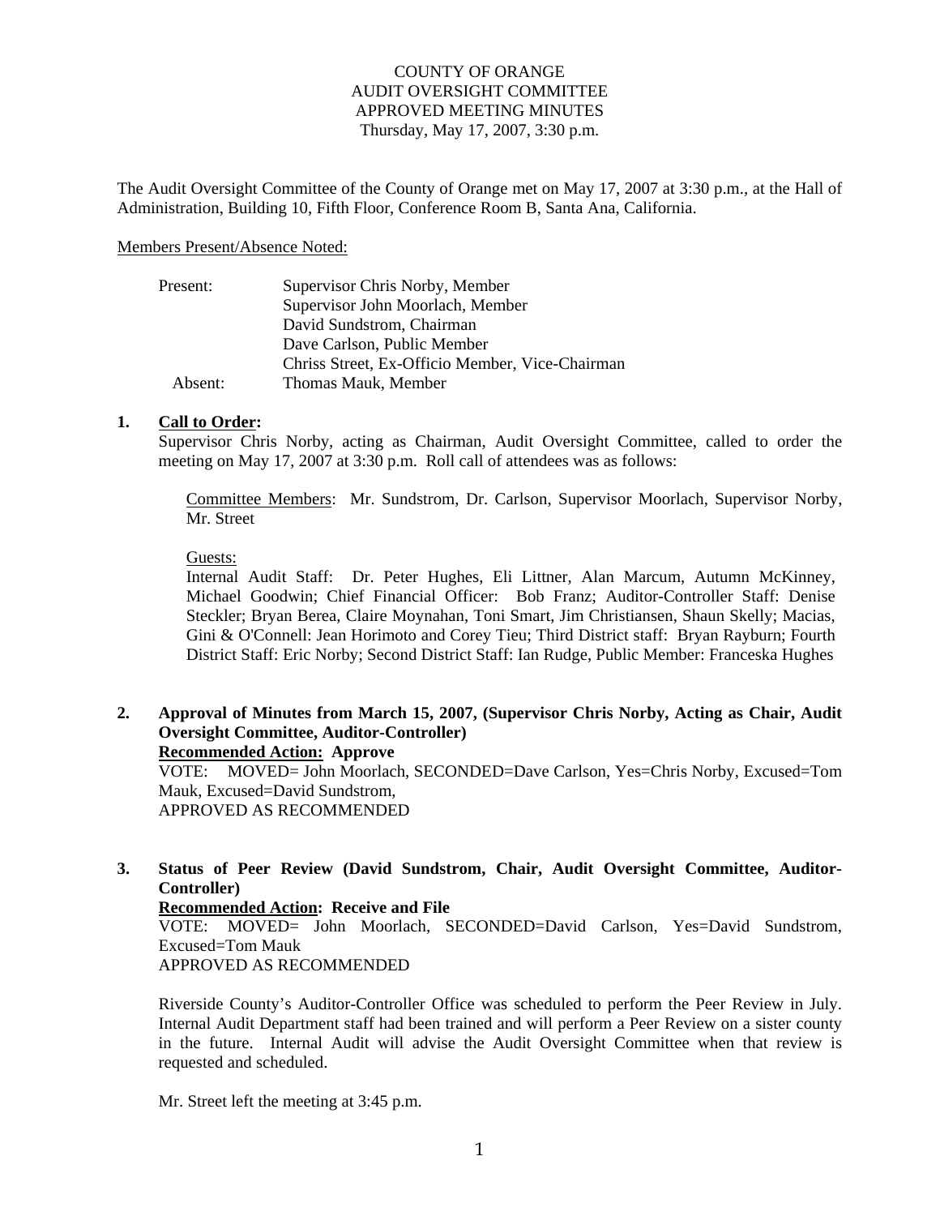COUNTY OF ORANGE
AUDIT OVERSIGHT COMMITTEE
APPROVED MEETING MINUTES
Thursday, May 17, 2007, 3:30 p.m.

The Audit Oversight Committee of the County of Orange met on May 17, 2007 at 3:30 p.m., at the Hall of Administration, Building 10, Fifth Floor, Conference Room B, Santa Ana, California.

Members Present/Absence Noted:

| | |
|---|---|
| Present: | Supervisor Chris Norby, Member |
| | Supervisor John Moorlach, Member |
| | David Sundstrom, Chairman |
| | Dave Carlson, Public Member |
| | Chriss Street, Ex-Officio Member, Vice-Chairman |
| Absent: | Thomas Mauk, Member |

**1. Call to Order:**

Supervisor Chris Norby, acting as Chairman, Audit Oversight Committee, called to order the meeting on May 17, 2007 at 3:30 p.m. Roll call of attendees was as follows:

Committee Members: Mr. Sundstrom, Dr. Carlson, Supervisor Moorlach, Supervisor Norby, Mr. Street

Guests:
Internal Audit Staff: Dr. Peter Hughes, Eli Littner, Alan Marcum, Autumn McKinney, Michael Goodwin; Chief Financial Officer: Bob Franz; Auditor-Controller Staff: Denise Steckler; Bryan Berea, Claire Moynahan, Toni Smart, Jim Christiansen, Shaun Skelly; Macias, Gini & O'Connell: Jean Horimoto and Corey Tieu; Third District staff: Bryan Rayburn; Fourth District Staff: Eric Norby; Second District Staff: Ian Rudge, Public Member: Franceska Hughes

**2. Approval of Minutes from March 15, 2007, (Supervisor Chris Norby, Acting as Chair, Audit Oversight Committee, Auditor-Controller)**
**Recommended Action: Approve**
VOTE: MOVED= John Moorlach, SECONDED=Dave Carlson, Yes=Chris Norby, Excused=Tom Mauk, Excused=David Sundstrom,
APPROVED AS RECOMMENDED

**3. Status of Peer Review (David Sundstrom, Chair, Audit Oversight Committee, Auditor-Controller)**
**Recommended Action: Receive and File**
VOTE: MOVED= John Moorlach, SECONDED=David Carlson, Yes=David Sundstrom, Excused=Tom Mauk
APPROVED AS RECOMMENDED

Riverside County's Auditor-Controller Office was scheduled to perform the Peer Review in July. Internal Audit Department staff had been trained and will perform a Peer Review on a sister county in the future. Internal Audit will advise the Audit Oversight Committee when that review is requested and scheduled.

Mr. Street left the meeting at 3:45 p.m.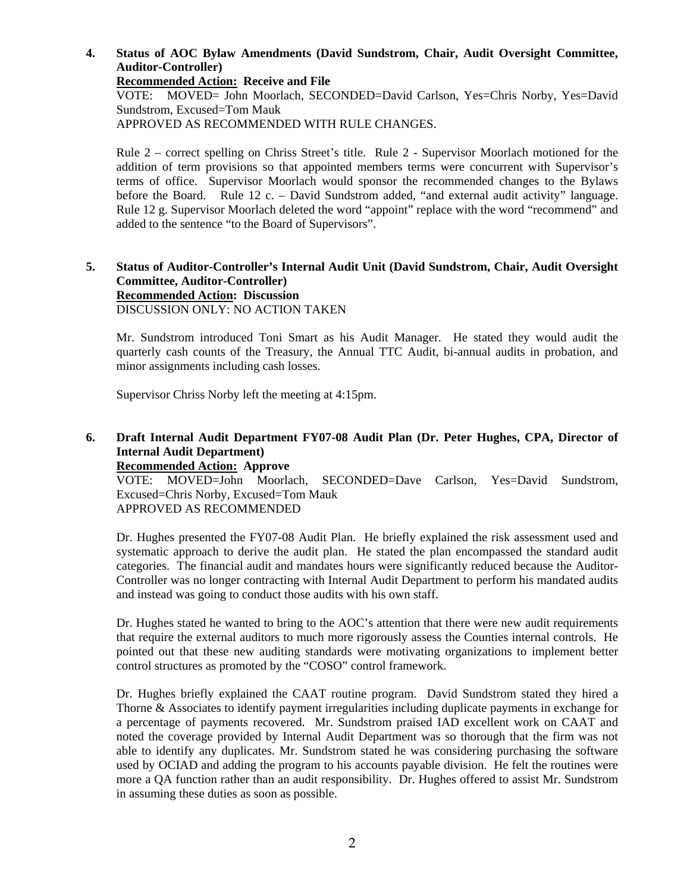**4. Status of AOC Bylaw Amendments (David Sundstrom, Chair, Audit Oversight Committee, Auditor-Controller)**

**Recommended Action: Receive and File**

VOTE: MOVED= John Moorlach, SECONDED=David Carlson, Yes=Chris Norby, Yes=David Sundstrom, Excused=Tom Mauk

APPROVED AS RECOMMENDED WITH RULE CHANGES.

Rule 2 – correct spelling on Chriss Street's title. Rule 2 - Supervisor Moorlach motioned for the addition of term provisions so that appointed members terms were concurrent with Supervisor's terms of office. Supervisor Moorlach would sponsor the recommended changes to the Bylaws before the Board. Rule 12 c. – David Sundstrom added, "and external audit activity" language. Rule 12 g. Supervisor Moorlach deleted the word "appoint" replace with the word "recommend" and added to the sentence "to the Board of Supervisors".

**5. Status of Auditor-Controller's Internal Audit Unit (David Sundstrom, Chair, Audit Oversight Committee, Auditor-Controller)**

**Recommended Action: Discussion**

DISCUSSION ONLY: NO ACTION TAKEN

Mr. Sundstrom introduced Toni Smart as his Audit Manager. He stated they would audit the quarterly cash counts of the Treasury, the Annual TTC Audit, bi-annual audits in probation, and minor assignments including cash losses.

Supervisor Chriss Norby left the meeting at 4:15pm.

**6. Draft Internal Audit Department FY07-08 Audit Plan (Dr. Peter Hughes, CPA, Director of Internal Audit Department)**

**Recommended Action: Approve**

VOTE: MOVED=John Moorlach, SECONDED=Dave Carlson, Yes=David Sundstrom, Excused=Chris Norby, Excused=Tom Mauk

APPROVED AS RECOMMENDED

Dr. Hughes presented the FY07-08 Audit Plan. He briefly explained the risk assessment used and systematic approach to derive the audit plan. He stated the plan encompassed the standard audit categories. The financial audit and mandates hours were significantly reduced because the Auditor-Controller was no longer contracting with Internal Audit Department to perform his mandated audits and instead was going to conduct those audits with his own staff.

Dr. Hughes stated he wanted to bring to the AOC's attention that there were new audit requirements that require the external auditors to much more rigorously assess the Counties internal controls. He pointed out that these new auditing standards were motivating organizations to implement better control structures as promoted by the "COSO" control framework.

Dr. Hughes briefly explained the CAAT routine program. David Sundstrom stated they hired a Thorne & Associates to identify payment irregularities including duplicate payments in exchange for a percentage of payments recovered. Mr. Sundstrom praised IAD excellent work on CAAT and noted the coverage provided by Internal Audit Department was so thorough that the firm was not able to identify any duplicates. Mr. Sundstrom stated he was considering purchasing the software used by OCIAD and adding the program to his accounts payable division. He felt the routines were more a QA function rather than an audit responsibility. Dr. Hughes offered to assist Mr. Sundstrom in assuming these duties as soon as possible.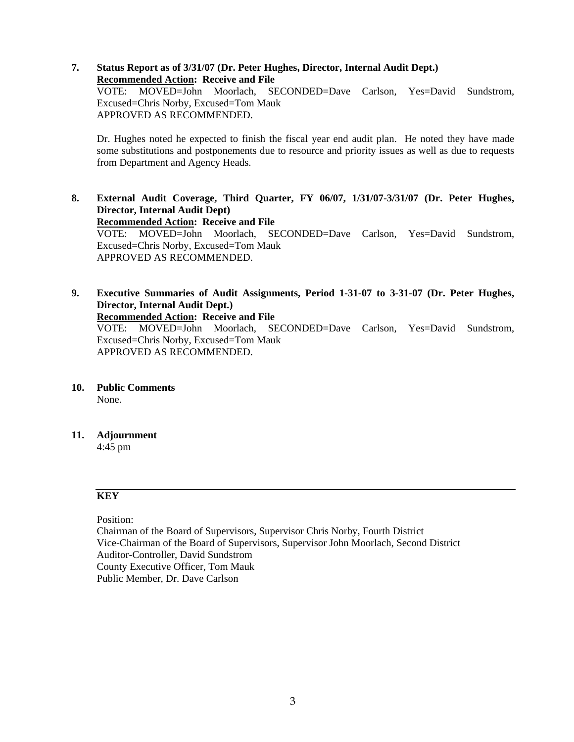7. **Status Report as of 3/31/07 (Dr. Peter Hughes, Director, Internal Audit Dept.)**
   **<u>Recommended Action</u>: Receive and File**
   VOTE: MOVED=John Moorlach, SECONDED=Dave Carlson, Yes=David Sundstrom, Excused=Chris Norby, Excused=Tom Mauk
   APPROVED AS RECOMMENDED.

   Dr. Hughes noted he expected to finish the fiscal year end audit plan. He noted they have made some substitutions and postponements due to resource and priority issues as well as due to requests from Department and Agency Heads.

8. **External Audit Coverage, Third Quarter, FY 06/07, 1/31/07-3/31/07 (Dr. Peter Hughes, Director, Internal Audit Dept)**
   **<u>Recommended Action</u>: Receive and File**
   VOTE: MOVED=John Moorlach, SECONDED=Dave Carlson, Yes=David Sundstrom, Excused=Chris Norby, Excused=Tom Mauk
   APPROVED AS RECOMMENDED.

9. **Executive Summaries of Audit Assignments, Period 1-31-07 to 3-31-07 (Dr. Peter Hughes, Director, Internal Audit Dept.)**
   **<u>Recommended Action</u>: Receive and File**
   VOTE: MOVED=John Moorlach, SECONDED=Dave Carlson, Yes=David Sundstrom, Excused=Chris Norby, Excused=Tom Mauk
   APPROVED AS RECOMMENDED.

10. **Public Comments**
    None.

11. **Adjournment**
    4:45 pm

---

**KEY**

Position:
Chairman of the Board of Supervisors, Supervisor Chris Norby, Fourth District
Vice-Chairman of the Board of Supervisors, Supervisor John Moorlach, Second District
Auditor-Controller, David Sundstrom
County Executive Officer, Tom Mauk
Public Member, Dr. Dave Carlson